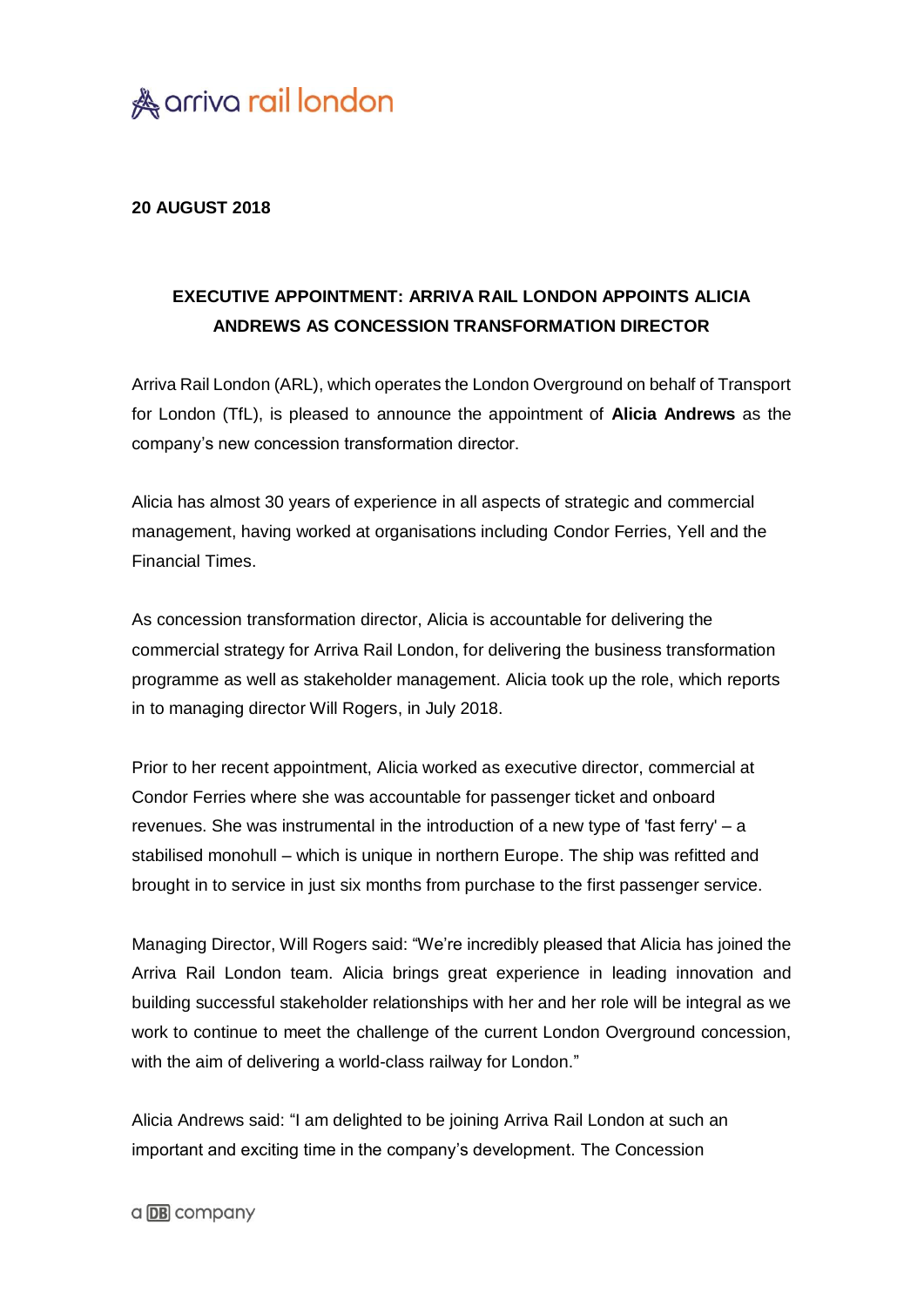arriva rail london

**20 AUGUST 2018**

## EXECUTIVE APPOINTMENT: ARRIVA RAIL LONDON APPOINTS ALICIA ANDREWS AS CONCESSION TRANSFORMATION DIRECTOR

Arriva Rail London (ARL), which operates the London Overground on behalf of Transport for London (TfL), is pleased to announce the appointment of **Alicia Andrews** as the company's new concession transformation director.

Alicia has almost 30 years of experience in all aspects of strategic and commercial management, having worked at organisations including Condor Ferries, Yell and the Financial Times.

As concession transformation director, Alicia is accountable for delivering the commercial strategy for Arriva Rail London, for delivering the business transformation programme as well as stakeholder management. Alicia took up the role, which reports in to managing director Will Rogers, in July 2018.

Prior to her recent appointment, Alicia worked as executive director, commercial at Condor Ferries where she was accountable for passenger ticket and onboard revenues. She was instrumental in the introduction of a new type of 'fast ferry' – a stabilised monohull – which is unique in northern Europe. The ship was refitted and brought in to service in just six months from purchase to the first passenger service.

Managing Director, Will Rogers said: "We're incredibly pleased that Alicia has joined the Arriva Rail London team. Alicia brings great experience in leading innovation and building successful stakeholder relationships with her and her role will be integral as we work to continue to meet the challenge of the current London Overground concession, with the aim of delivering a world-class railway for London."

Alicia Andrews said: "I am delighted to be joining Arriva Rail London at such an important and exciting time in the company's development. The Concession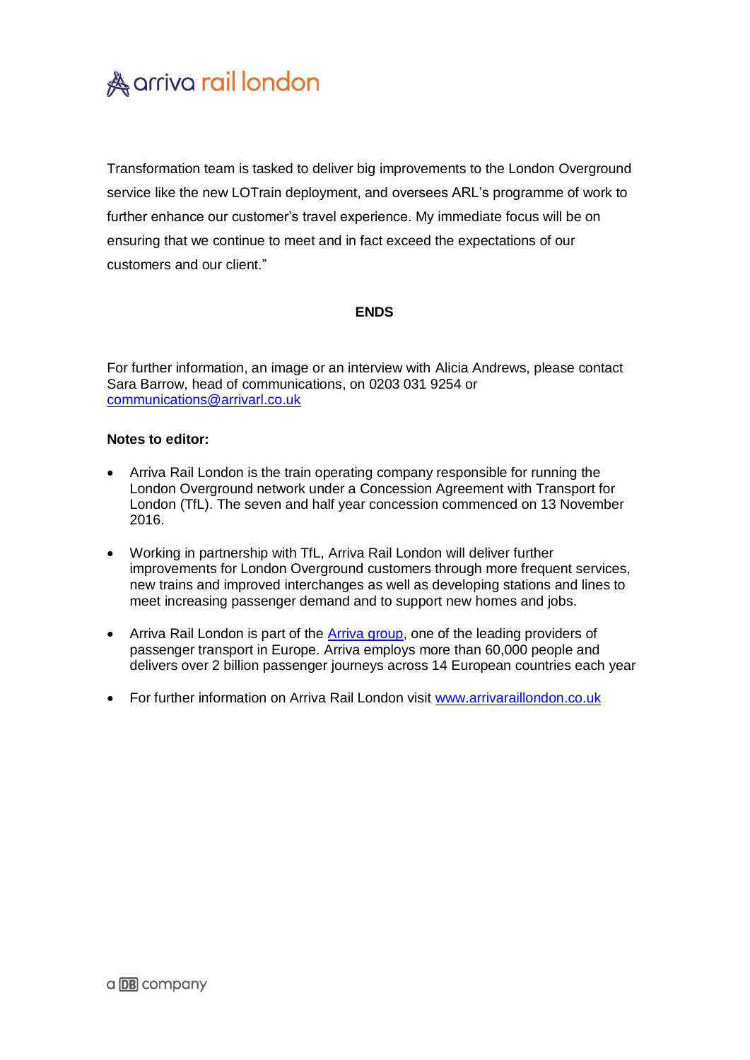Transformation team is tasked to deliver big improvements to the London Overground service like the new LOTrain deployment, and oversees ARL's programme of work to further enhance our customer's travel experience. My immediate focus will be on ensuring that we continue to meet and in fact exceed the expectations of our customers and our client."

**ENDS**

For further information, an image or an interview with Alicia Andrews, please contact Sara Barrow, head of communications, on 0203 031 9254 or communications@arrivarl.co.uk

**Notes to editor:**

- Arriva Rail London is the train operating company responsible for running the London Overground network under a Concession Agreement with Transport for London (TfL). The seven and half year concession commenced on 13 November 2016.
- Working in partnership with TfL, Arriva Rail London will deliver further improvements for London Overground customers through more frequent services, new trains and improved interchanges as well as developing stations and lines to meet increasing passenger demand and to support new homes and jobs.
- Arriva Rail London is part of the Arriva group, one of the leading providers of passenger transport in Europe. Arriva employs more than 60,000 people and delivers over 2 billion passenger journeys across 14 European countries each year
- For further information on Arriva Rail London visit www.arrivaraillondon.co.uk